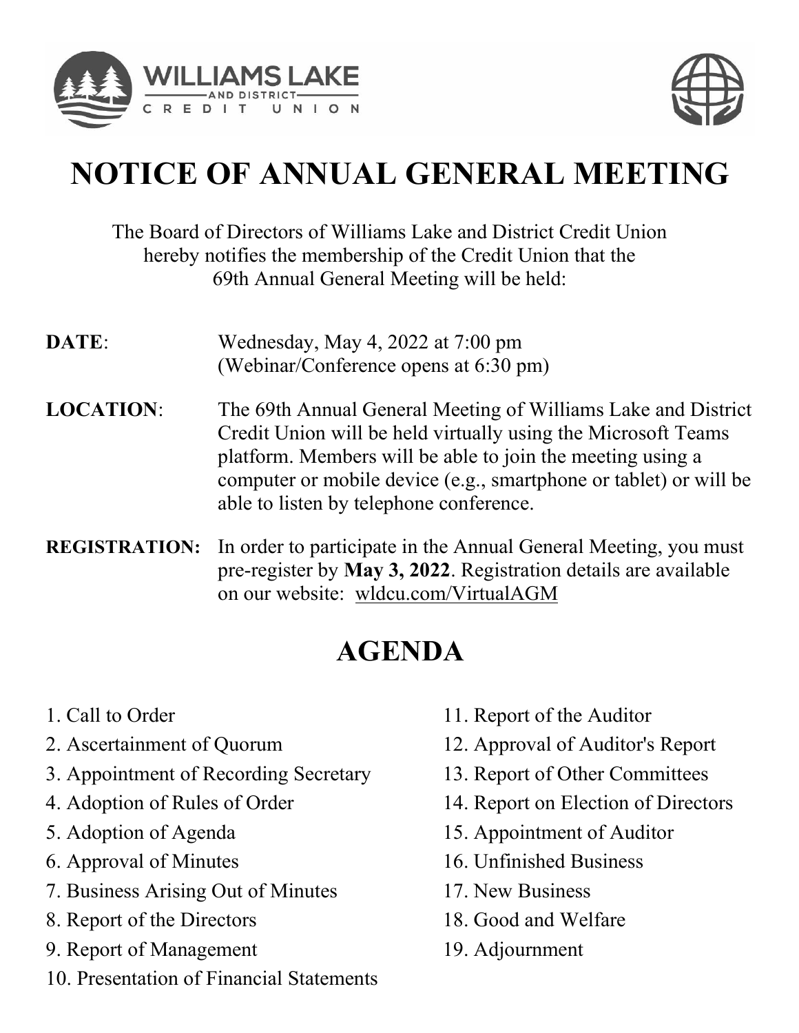# NOTICE OF ANNUAL GENERAL MEETING

The Board of Directors of Williams Lake and District Credit Union hereby notifies the membership of the Credit Union that the 69th Annual General Meeting will be held:

**DATE**: Wednesday, May 4, 2022 at 7:00 pm
(Webinar/Conference opens at 6:30 pm)

**LOCATION**: The 69th Annual General Meeting of Williams Lake and District Credit Union will be held virtually using the Microsoft Teams platform. Members will be able to join the meeting using a computer or mobile device (e.g., smartphone or tablet) or will be able to listen by telephone conference.

**REGISTRATION:** In order to participate in the Annual General Meeting, you must pre-register by **May 3, 2022**. Registration details are available on our website: wldcu.com/VirtualAGM

## AGENDA

1. Call to Order
2. Ascertainment of Quorum
3. Appointment of Recording Secretary
4. Adoption of Rules of Order
5. Adoption of Agenda
6. Approval of Minutes
7. Business Arising Out of Minutes
8. Report of the Directors
9. Report of Management
10. Presentation of Financial Statements
11. Report of the Auditor
12. Approval of Auditor's Report
13. Report of Other Committees
14. Report on Election of Directors
15. Appointment of Auditor
16. Unfinished Business
17. New Business
18. Good and Welfare
19. Adjournment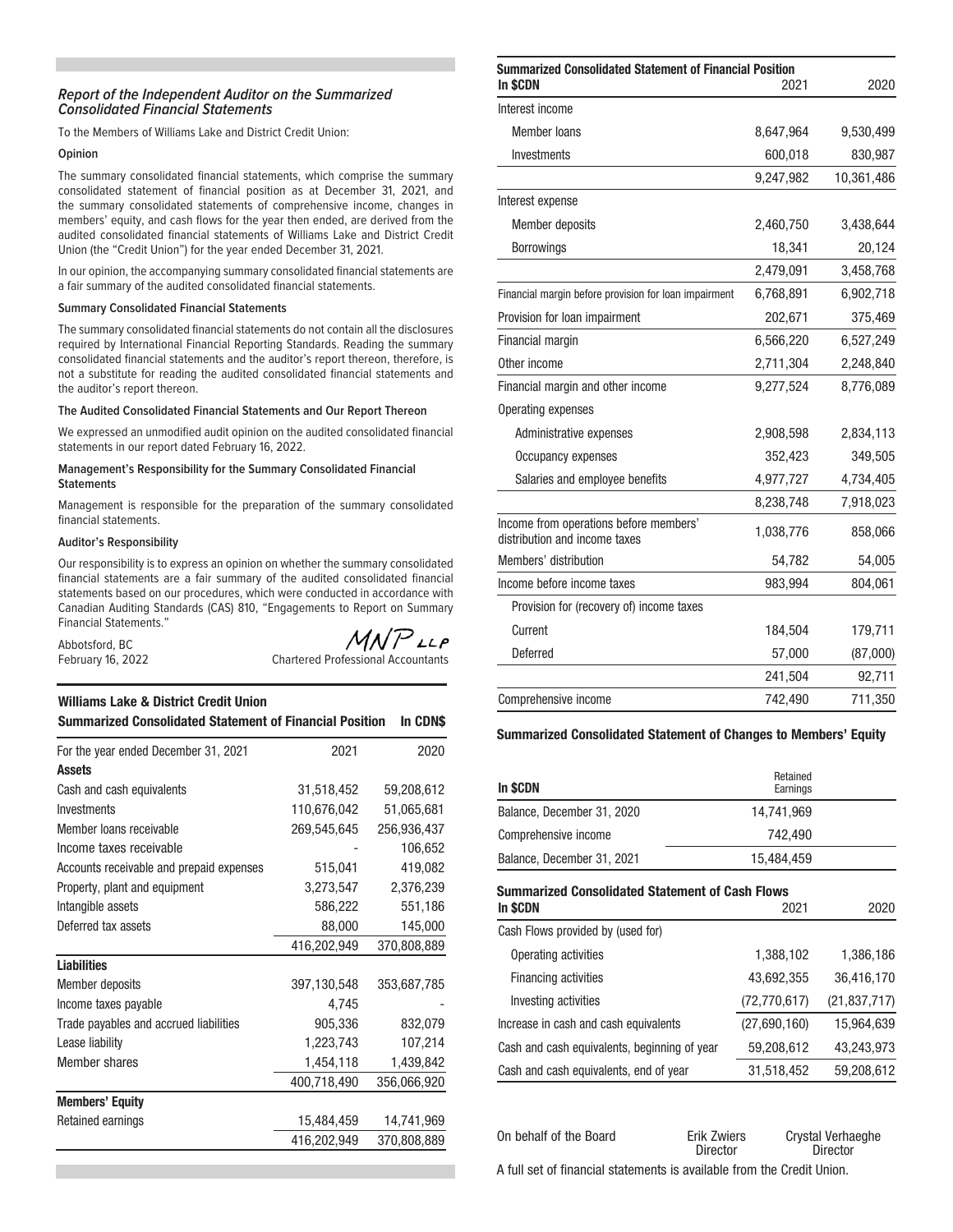### *Report of the Independent Auditor on the Summarized Consolidated Financial Statements*

To the Members of Williams Lake and District Credit Union:

**Opinion**

The summary consolidated financial statements, which comprise the summary consolidated statement of financial position as at December 31, 2021, and the summary consolidated statements of comprehensive income, changes in members' equity, and cash flows for the year then ended, are derived from the audited consolidated financial statements of Williams Lake and District Credit Union (the "Credit Union") for the year ended December 31, 2021.

In our opinion, the accompanying summary consolidated financial statements are a fair summary of the audited consolidated financial statements.

**Summary Consolidated Financial Statements**

The summary consolidated financial statements do not contain all the disclosures required by International Financial Reporting Standards. Reading the summary consolidated financial statements and the auditor's report thereon, therefore, is not a substitute for reading the audited consolidated financial statements and the auditor's report thereon.

**The Audited Consolidated Financial Statements and Our Report Thereon**

We expressed an unmodified audit opinion on the audited consolidated financial statements in our report dated February 16, 2022.

**Management's Responsibility for the Summary Consolidated Financial Statements**

Management is responsible for the preparation of the summary consolidated financial statements.

**Auditor's Responsibility**

Our responsibility is to express an opinion on whether the summary consolidated financial statements are a fair summary of the audited consolidated financial statements based on our procedures, which were conducted in accordance with Canadian Auditing Standards (CAS) 810, "Engagements to Report on Summary Financial Statements."

Abbotsford, BC
February 16, 2022

MNP LLP
Chartered Professional Accountants

### Williams Lake & District Credit Union

**Summarized Consolidated Statement of Financial Position** In CDN$

| For the year ended December 31, 2021 | 2021 | 2020 |
|---|---|---|
| **Assets** | | |
| Cash and cash equivalents | 31,518,452 | 59,208,612 |
| Investments | 110,676,042 | 51,065,681 |
| Member loans receivable | 269,545,645 | 256,936,437 |
| Income taxes receivable | - | 106,652 |
| Accounts receivable and prepaid expenses | 515,041 | 419,082 |
| Property, plant and equipment | 3,273,547 | 2,376,239 |
| Intangible assets | 586,222 | 551,186 |
| Deferred tax assets | 88,000 | 145,000 |
| | 416,202,949 | 370,808,889 |
| **Liabilities** | | |
| Member deposits | 397,130,548 | 353,687,785 |
| Income taxes payable | 4,745 | - |
| Trade payables and accrued liabilities | 905,336 | 832,079 |
| Lease liability | 1,223,743 | 107,214 |
| Member shares | 1,454,118 | 1,439,842 |
| | 400,718,490 | 356,066,920 |
| **Members' Equity** | | |
| Retained earnings | 15,484,459 | 14,741,969 |
| | 416,202,949 | 370,808,889 |

**Summarized Consolidated Statement of Financial Position**

| In $CDN | 2021 | 2020 |
|---|---|---|
| Interest income | | |
| Member loans | 8,647,964 | 9,530,499 |
| Investments | 600,018 | 830,987 |
| | 9,247,982 | 10,361,486 |
| Interest expense | | |
| Member deposits | 2,460,750 | 3,438,644 |
| Borrowings | 18,341 | 20,124 |
| | 2,479,091 | 3,458,768 |
| Financial margin before provision for loan impairment | 6,768,891 | 6,902,718 |
| Provision for loan impairment | 202,671 | 375,469 |
| Financial margin | 6,566,220 | 6,527,249 |
| Other income | 2,711,304 | 2,248,840 |
| Financial margin and other income | 9,277,524 | 8,776,089 |
| Operating expenses | | |
| Administrative expenses | 2,908,598 | 2,834,113 |
| Occupancy expenses | 352,423 | 349,505 |
| Salaries and employee benefits | 4,977,727 | 4,734,405 |
| | 8,238,748 | 7,918,023 |
| Income from operations before members' distribution and income taxes | 1,038,776 | 858,066 |
| Members' distribution | 54,782 | 54,005 |
| Income before income taxes | 983,994 | 804,061 |
| Provision for (recovery of) income taxes | | |
| Current | 184,504 | 179,711 |
| Deferred | 57,000 | (87,000) |
| | 241,504 | 92,711 |
| Comprehensive income | 742,490 | 711,350 |

**Summarized Consolidated Statement of Changes to Members' Equity**

| In $CDN | Retained Earnings |
|---|---|
| Balance, December 31, 2020 | 14,741,969 |
| Comprehensive income | 742,490 |
| Balance, December 31, 2021 | 15,484,459 |

**Summarized Consolidated Statement of Cash Flows**

| In $CDN | 2021 | 2020 |
|---|---|---|
| Cash Flows provided by (used for) | | |
| Operating activities | 1,388,102 | 1,386,186 |
| Financing activities | 43,692,355 | 36,416,170 |
| Investing activities | (72,770,617) | (21,837,717) |
| Increase in cash and cash equivalents | (27,690,160) | 15,964,639 |
| Cash and cash equivalents, beginning of year | 59,208,612 | 43,243,973 |
| Cash and cash equivalents, end of year | 31,518,452 | 59,208,612 |

On behalf of the Board

Erik Zwiers, Director

Crystal Verhaeghe, Director

A full set of financial statements is available from the Credit Union.